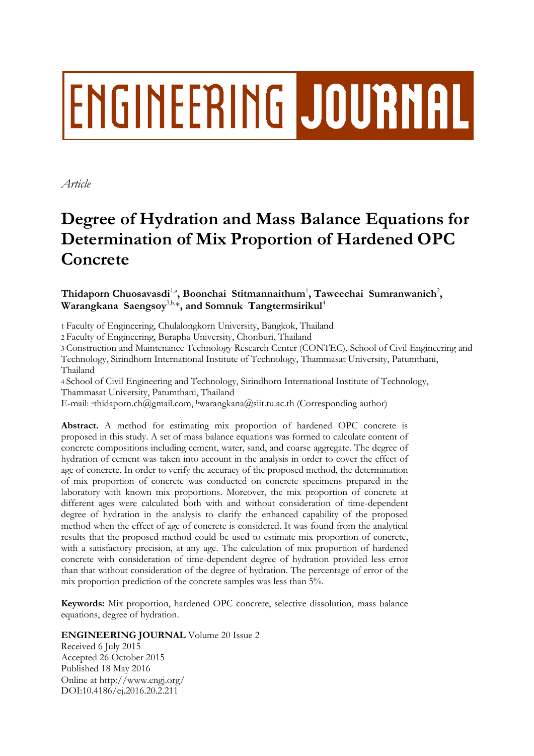ENGINEERING JOURNAL

*Article*

# Degree of Hydration and Mass Balance Equations for Determination of Mix Proportion of Hardened OPC Concrete

**Thidaporn Chuosavasdi**[1,a]**, Boonchai Stitmannaithum**[1]**, Taweechai Sumranwanich**[2]**, Warangkana Saengsoy**[3,b,*]**, and Somnuk Tangtermsirikul**[4]

1 Faculty of Engineering, Chulalongkorn University, Bangkok, Thailand
2 Faculty of Engineering, Burapha University, Chonburi, Thailand
3 Construction and Maintenance Technology Research Center (CONTEC), School of Civil Engineering and Technology, Sirindhorn International Institute of Technology, Thammasat University, Patumthani, Thailand
4 School of Civil Engineering and Technology, Sirindhorn International Institute of Technology, Thammasat University, Patumthani, Thailand
E-mail: [a]thidaporn.ch@gmail.com, [b]warangkana@siit.tu.ac.th (Corresponding author)

**Abstract.** A method for estimating mix proportion of hardened OPC concrete is proposed in this study. A set of mass balance equations was formed to calculate content of concrete compositions including cement, water, sand, and coarse aggregate. The degree of hydration of cement was taken into account in the analysis in order to cover the effect of age of concrete. In order to verify the accuracy of the proposed method, the determination of mix proportion of concrete was conducted on concrete specimens prepared in the laboratory with known mix proportions. Moreover, the mix proportion of concrete at different ages were calculated both with and without consideration of time-dependent degree of hydration in the analysis to clarify the enhanced capability of the proposed method when the effect of age of concrete is considered. It was found from the analytical results that the proposed method could be used to estimate mix proportion of concrete, with a satisfactory precision, at any age. The calculation of mix proportion of hardened concrete with consideration of time-dependent degree of hydration provided less error than that without consideration of the degree of hydration. The percentage of error of the mix proportion prediction of the concrete samples was less than 5%.

**Keywords:** Mix proportion, hardened OPC concrete, selective dissolution, mass balance equations, degree of hydration.

**ENGINEERING JOURNAL** Volume 20 Issue 2
Received 6 July 2015
Accepted 26 October 2015
Published 18 May 2016
Online at http://www.engj.org/
DOI:10.4186/ej.2016.20.2.211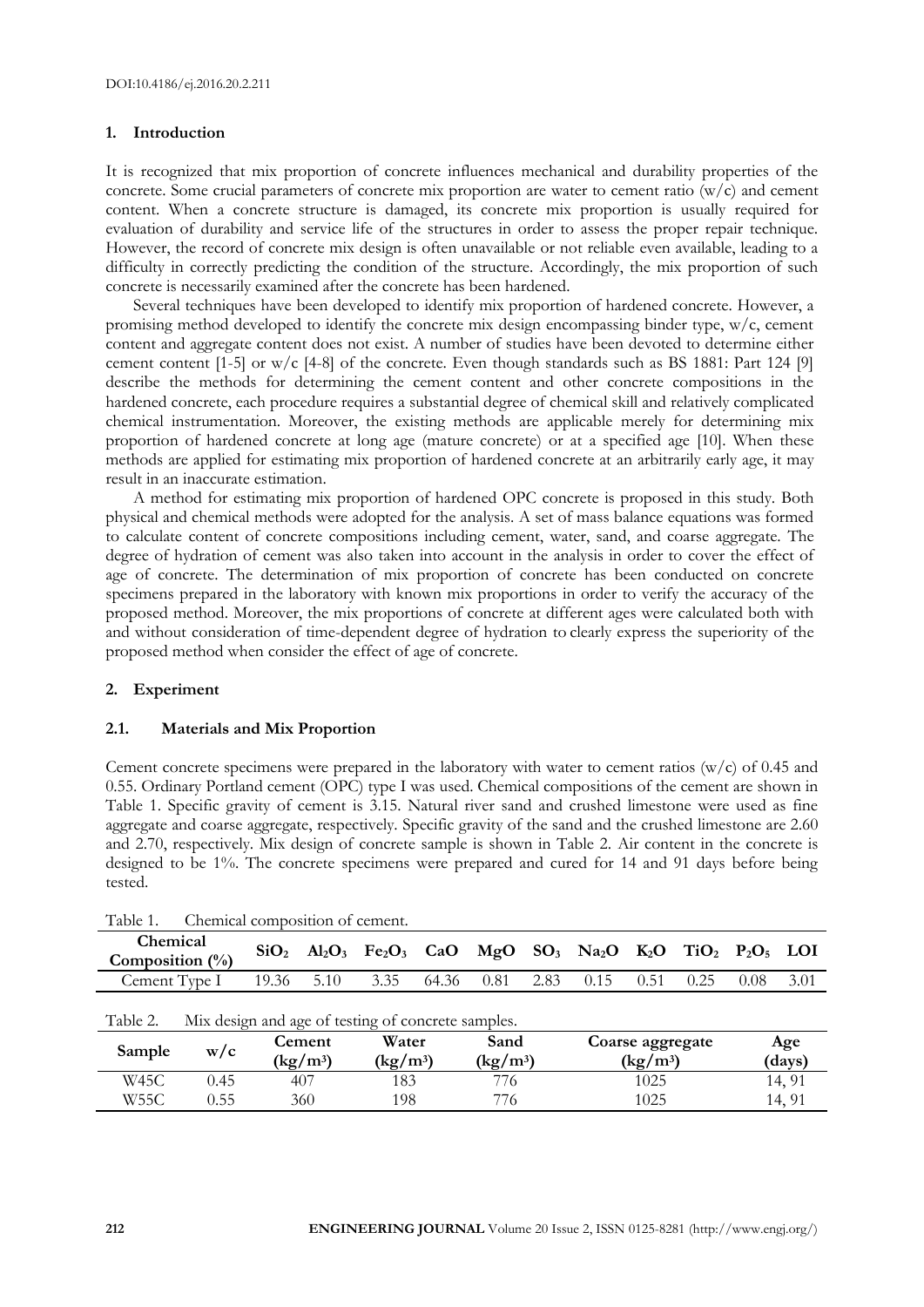DOI:10.4186/ej.2016.20.2.211

## 1. Introduction

It is recognized that mix proportion of concrete influences mechanical and durability properties of the concrete. Some crucial parameters of concrete mix proportion are water to cement ratio (w/c) and cement content. When a concrete structure is damaged, its concrete mix proportion is usually required for evaluation of durability and service life of the structures in order to assess the proper repair technique. However, the record of concrete mix design is often unavailable or not reliable even available, leading to a difficulty in correctly predicting the condition of the structure. Accordingly, the mix proportion of such concrete is necessarily examined after the concrete has been hardened.

Several techniques have been developed to identify mix proportion of hardened concrete. However, a promising method developed to identify the concrete mix design encompassing binder type, w/c, cement content and aggregate content does not exist. A number of studies have been devoted to determine either cement content [1-5] or w/c [4-8] of the concrete. Even though standards such as BS 1881: Part 124 [9] describe the methods for determining the cement content and other concrete compositions in the hardened concrete, each procedure requires a substantial degree of chemical skill and relatively complicated chemical instrumentation. Moreover, the existing methods are applicable merely for determining mix proportion of hardened concrete at long age (mature concrete) or at a specified age [10]. When these methods are applied for estimating mix proportion of hardened concrete at an arbitrarily early age, it may result in an inaccurate estimation.

A method for estimating mix proportion of hardened OPC concrete is proposed in this study. Both physical and chemical methods were adopted for the analysis. A set of mass balance equations was formed to calculate content of concrete compositions including cement, water, sand, and coarse aggregate. The degree of hydration of cement was also taken into account in the analysis in order to cover the effect of age of concrete. The determination of mix proportion of concrete has been conducted on concrete specimens prepared in the laboratory with known mix proportions in order to verify the accuracy of the proposed method. Moreover, the mix proportions of concrete at different ages were calculated both with and without consideration of time-dependent degree of hydration to clearly express the superiority of the proposed method when consider the effect of age of concrete.

## 2. Experiment

### 2.1. Materials and Mix Proportion

Cement concrete specimens were prepared in the laboratory with water to cement ratios (w/c) of 0.45 and 0.55. Ordinary Portland cement (OPC) type I was used. Chemical compositions of the cement are shown in Table 1. Specific gravity of cement is 3.15. Natural river sand and crushed limestone were used as fine aggregate and coarse aggregate, respectively. Specific gravity of the sand and the crushed limestone are 2.60 and 2.70, respectively. Mix design of concrete sample is shown in Table 2. Air content in the concrete is designed to be 1%. The concrete specimens were prepared and cured for 14 and 91 days before being tested.

Table 1. Chemical composition of cement.

| Chemical Composition (%) | $SiO_2$ | $Al_2O_3$ | $Fe_2O_3$ | CaO | MgO | $SO_3$ | $Na_2O$ | $K_2O$ | $TiO_2$ | $P_2O_5$ | LOI |
|---|---|---|---|---|---|---|---|---|---|---|---|
| Cement Type I | 19.36 | 5.10 | 3.35 | 64.36 | 0.81 | 2.83 | 0.15 | 0.51 | 0.25 | 0.08 | 3.01 |

Table 2. Mix design and age of testing of concrete samples.

| Sample | w/c | Cement ($kg/m^3$) | Water ($kg/m^3$) | Sand ($kg/m^3$) | Coarse aggregate ($kg/m^3$) | Age (days) |
|---|---|---|---|---|---|---|
| W45C | 0.45 | 407 | 183 | 776 | 1025 | 14, 91 |
| W55C | 0.55 | 360 | 198 | 776 | 1025 | 14, 91 |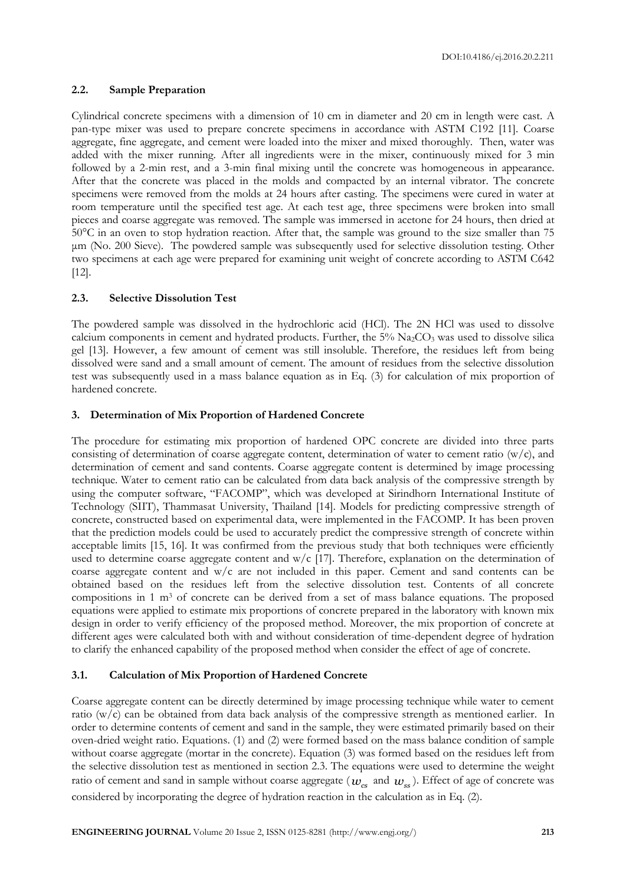## 2.2. Sample Preparation

Cylindrical concrete specimens with a dimension of 10 cm in diameter and 20 cm in length were cast. A pan-type mixer was used to prepare concrete specimens in accordance with ASTM C192 [11]. Coarse aggregate, fine aggregate, and cement were loaded into the mixer and mixed thoroughly. Then, water was added with the mixer running. After all ingredients were in the mixer, continuously mixed for 3 min followed by a 2-min rest, and a 3-min final mixing until the concrete was homogeneous in appearance. After that the concrete was placed in the molds and compacted by an internal vibrator. The concrete specimens were removed from the molds at 24 hours after casting. The specimens were cured in water at room temperature until the specified test age. At each test age, three specimens were broken into small pieces and coarse aggregate was removed. The sample was immersed in acetone for 24 hours, then dried at 50°C in an oven to stop hydration reaction. After that, the sample was ground to the size smaller than 75 µm (No. 200 Sieve). The powdered sample was subsequently used for selective dissolution testing. Other two specimens at each age were prepared for examining unit weight of concrete according to ASTM C642 [12].

## 2.3. Selective Dissolution Test

The powdered sample was dissolved in the hydrochloric acid (HCl). The 2N HCl was used to dissolve calcium components in cement and hydrated products. Further, the 5% $Na_2CO_3$ was used to dissolve silica gel [13]. However, a few amount of cement was still insoluble. Therefore, the residues left from being dissolved were sand and a small amount of cement. The amount of residues from the selective dissolution test was subsequently used in a mass balance equation as in Eq. (3) for calculation of mix proportion of hardened concrete.

# 3. Determination of Mix Proportion of Hardened Concrete

The procedure for estimating mix proportion of hardened OPC concrete are divided into three parts consisting of determination of coarse aggregate content, determination of water to cement ratio (w/c), and determination of cement and sand contents. Coarse aggregate content is determined by image processing technique. Water to cement ratio can be calculated from data back analysis of the compressive strength by using the computer software, "FACOMP", which was developed at Sirindhorn International Institute of Technology (SIIT), Thammasat University, Thailand [14]. Models for predicting compressive strength of concrete, constructed based on experimental data, were implemented in the FACOMP. It has been proven that the prediction models could be used to accurately predict the compressive strength of concrete within acceptable limits [15, 16]. It was confirmed from the previous study that both techniques were efficiently used to determine coarse aggregate content and w/c [17]. Therefore, explanation on the determination of coarse aggregate content and w/c are not included in this paper. Cement and sand contents can be obtained based on the residues left from the selective dissolution test. Contents of all concrete compositions in 1 $m^3$ of concrete can be derived from a set of mass balance equations. The proposed equations were applied to estimate mix proportions of concrete prepared in the laboratory with known mix design in order to verify efficiency of the proposed method. Moreover, the mix proportion of concrete at different ages were calculated both with and without consideration of time-dependent degree of hydration to clarify the enhanced capability of the proposed method when consider the effect of age of concrete.

## 3.1. Calculation of Mix Proportion of Hardened Concrete

Coarse aggregate content can be directly determined by image processing technique while water to cement ratio (w/c) can be obtained from data back analysis of the compressive strength as mentioned earlier. In order to determine contents of cement and sand in the sample, they were estimated primarily based on their oven-dried weight ratio. Equations. (1) and (2) were formed based on the mass balance condition of sample without coarse aggregate (mortar in the concrete). Equation (3) was formed based on the residues left from the selective dissolution test as mentioned in section 2.3. The equations were used to determine the weight ratio of cement and sand in sample without coarse aggregate ($w_{cs}$ and $w_{ss}$). Effect of age of concrete was considered by incorporating the degree of hydration reaction in the calculation as in Eq. (2).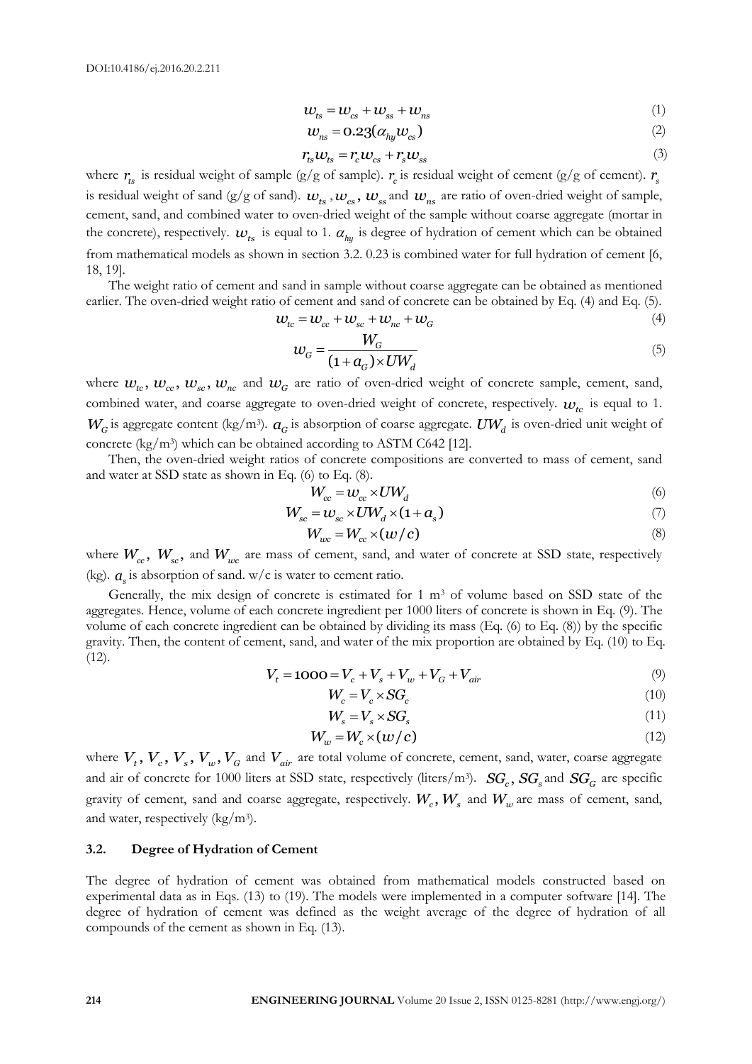$$w_{ts} = w_{cs} + w_{ss} + w_{ns} \tag{1}$$

$$w_{ns} = 0.23(\alpha_{hy} w_{cs}) \tag{2}$$

$$r_{ts} w_{ts} = r_c w_{cs} + r_s w_{ss} \tag{3}$$

where $r_{ts}$ is residual weight of sample (g/g of sample). $r_c$ is residual weight of cement (g/g of cement). $r_s$ is residual weight of sand (g/g of sand). $w_{ts}$, $w_{cs}$, $w_{ss}$ and $w_{ns}$ are ratio of oven-dried weight of sample, cement, sand, and combined water to oven-dried weight of the sample without coarse aggregate (mortar in the concrete), respectively. $w_{ts}$ is equal to 1. $\alpha_{hy}$ is degree of hydration of cement which can be obtained from mathematical models as shown in section 3.2. 0.23 is combined water for full hydration of cement [6, 18, 19].

The weight ratio of cement and sand in sample without coarse aggregate can be obtained as mentioned earlier. The oven-dried weight ratio of cement and sand of concrete can be obtained by Eq. (4) and Eq. (5).

$$w_{tc} = w_{cc} + w_{sc} + w_{nc} + w_G \tag{4}$$

$$w_G = \frac{W_G}{(1 + a_G) \times UW_d} \tag{5}$$

where $w_{tc}$, $w_{cc}$, $w_{sc}$, $w_{nc}$ and $w_G$ are ratio of oven-dried weight of concrete sample, cement, sand, combined water, and coarse aggregate to oven-dried weight of concrete, respectively. $w_{tc}$ is equal to 1. $W_G$ is aggregate content (kg/m$^3$). $a_G$ is absorption of coarse aggregate. $UW_d$ is oven-dried unit weight of concrete (kg/m$^3$) which can be obtained according to ASTM C642 [12].

Then, the oven-dried weight ratios of concrete compositions are converted to mass of cement, sand and water at SSD state as shown in Eq. (6) to Eq. (8).

$$W_{cc} = w_{cc} \times UW_d \tag{6}$$

$$W_{sc} = w_{sc} \times UW_d \times (1 + a_s) \tag{7}$$

$$W_{wc} = W_{cc} \times (w/c) \tag{8}$$

where $W_{cc}$, $W_{sc}$, and $W_{wc}$ are mass of cement, sand, and water of concrete at SSD state, respectively (kg). $a_s$ is absorption of sand. w/c is water to cement ratio.

Generally, the mix design of concrete is estimated for 1 m$^3$ of volume based on SSD state of the aggregates. Hence, volume of each concrete ingredient per 1000 liters of concrete is shown in Eq. (9). The volume of each concrete ingredient can be obtained by dividing its mass (Eq. (6) to Eq. (8)) by the specific gravity. Then, the content of cement, sand, and water of the mix proportion are obtained by Eq. (10) to Eq. (12).

$$V_t = 1000 = V_c + V_s + V_w + V_G + V_{air} \tag{9}$$

$$W_c = V_c \times SG_c \tag{10}$$

$$W_s = V_s \times SG_s \tag{11}$$

$$W_w = W_c \times (w/c) \tag{12}$$

where $V_t$, $V_c$, $V_s$, $V_w$, $V_G$ and $V_{air}$ are total volume of concrete, cement, sand, water, coarse aggregate and air of concrete for 1000 liters at SSD state, respectively (liters/m$^3$). $SG_c$, $SG_s$ and $SG_G$ are specific gravity of cement, sand and coarse aggregate, respectively. $W_c$, $W_s$ and $W_w$ are mass of cement, sand, and water, respectively (kg/m$^3$).

### 3.2. Degree of Hydration of Cement

The degree of hydration of cement was obtained from mathematical models constructed based on experimental data as in Eqs. (13) to (19). The models were implemented in a computer software [14]. The degree of hydration of cement was defined as the weight average of the degree of hydration of all compounds of the cement as shown in Eq. (13).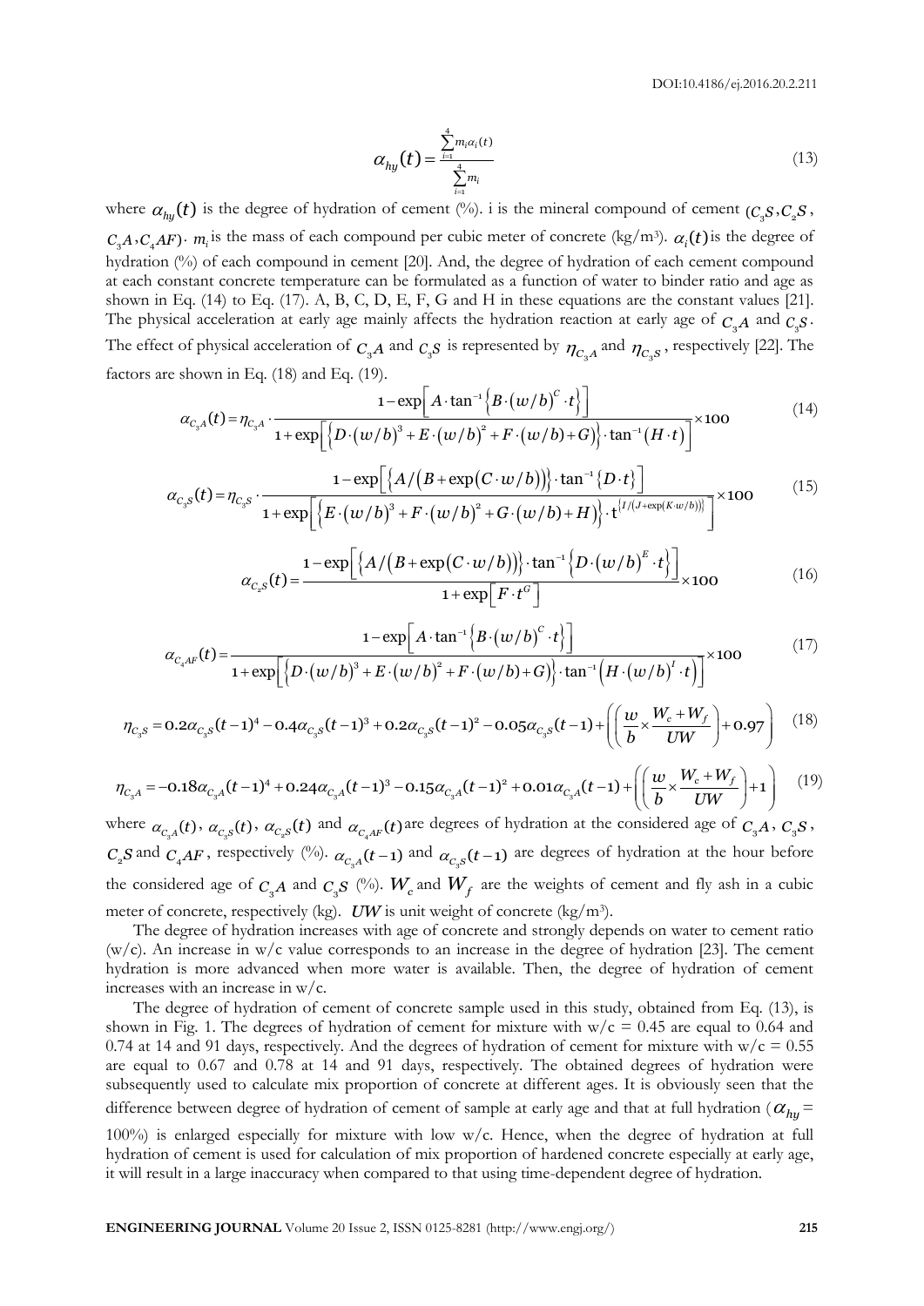$$\alpha_{hy}(t) = \frac{\sum_{i=1}^{4} m_i \alpha_i(t)}{\sum_{i=1}^{4} m_i} \tag{13}$$

where $\alpha_{hy}(t)$ is the degree of hydration of cement (%). i is the mineral compound of cement ($C_3S$, $C_2S$, $C_3A$, $C_4AF$). $m_i$ is the mass of each compound per cubic meter of concrete (kg/m³). $\alpha_i(t)$ is the degree of hydration (%) of each compound in cement [20]. And, the degree of hydration of each cement compound at each constant concrete temperature can be formulated as a function of water to binder ratio and age as shown in Eq. (14) to Eq. (17). A, B, C, D, E, F, G and H in these equations are the constant values [21]. The physical acceleration at early age mainly affects the hydration reaction at early age of $C_3A$ and $C_3S$. The effect of physical acceleration of $C_3A$ and $C_3S$ is represented by $\eta_{C_3A}$ and $\eta_{C_3S}$, respectively [22]. The factors are shown in Eq. (18) and Eq. (19).

$$\alpha_{C_3A}(t) = \eta_{C_3A} \cdot \frac{1 - \exp\left[A \cdot \tan^{-1}\left\{B \cdot (w/b)^C \cdot t\right\}\right]}{1 + \exp\left[\left\{D \cdot (w/b)^3 + E \cdot (w/b)^2 + F \cdot (w/b) + G\right\} \cdot \tan^{-1}(H \cdot t)\right]} \times 100 \tag{14}$$

$$\alpha_{C_3S}(t) = \eta_{C_3S} \cdot \frac{1 - \exp\left[\left\{A/\left(B + \exp(C \cdot w/b)\right)\right\} \cdot \tan^{-1}\{D \cdot t\}\right]}{1 + \exp\left[\left\{E \cdot (w/b)^3 + F \cdot (w/b)^2 + G \cdot (w/b) + H\right\} \cdot t^{\{I/(J + \exp(K \cdot w/b))\}}\right]} \times 100 \tag{15}$$

$$\alpha_{C_2S}(t) = \frac{1 - \exp\left[\left\{A/\left(B + \exp(C \cdot w/b)\right)\right\} \cdot \tan^{-1}\left\{D \cdot (w/b)^E \cdot t\right\}\right]}{1 + \exp\left[F \cdot t^G\right]} \times 100 \tag{16}$$

$$\alpha_{C_4AF}(t) = \frac{1 - \exp\left[A \cdot \tan^{-1}\left\{B \cdot (w/b)^C \cdot t\right\}\right]}{1 + \exp\left[\left\{D \cdot (w/b)^3 + E \cdot (w/b)^2 + F \cdot (w/b) + G\right\} \cdot \tan^{-1}\left(H \cdot (w/b)^I \cdot t\right)\right]} \times 100 \tag{17}$$

$$\eta_{C_3S} = 0.2\alpha_{C_3S}(t-1)^4 - 0.4\alpha_{C_3S}(t-1)^3 + 0.2\alpha_{C_3S}(t-1)^2 - 0.05\alpha_{C_3S}(t-1) + \left(\left(\frac{w}{b} \times \frac{W_c + W_f}{UW}\right) + 0.97\right) \tag{18}$$

$$\eta_{C_3A} = -0.18\alpha_{C_3A}(t-1)^4 + 0.24\alpha_{C_3A}(t-1)^3 - 0.15\alpha_{C_3A}(t-1)^2 + 0.01\alpha_{C_3A}(t-1) + \left(\left(\frac{w}{b} \times \frac{W_c + W_f}{UW}\right) + 1\right) \tag{19}$$

where $\alpha_{C_3A}(t)$, $\alpha_{C_3S}(t)$, $\alpha_{C_2S}(t)$ and $\alpha_{C_4AF}(t)$ are degrees of hydration at the considered age of $C_3A$, $C_3S$, $C_2S$ and $C_4AF$, respectively (%). $\alpha_{C_3A}(t-1)$ and $\alpha_{C_3S}(t-1)$ are degrees of hydration at the hour before the considered age of $C_3A$ and $C_3S$ (%). $W_c$ and $W_f$ are the weights of cement and fly ash in a cubic meter of concrete, respectively (kg). $UW$ is unit weight of concrete (kg/m³).

The degree of hydration increases with age of concrete and strongly depends on water to cement ratio (w/c). An increase in w/c value corresponds to an increase in the degree of hydration [23]. The cement hydration is more advanced when more water is available. Then, the degree of hydration of cement increases with an increase in w/c.

The degree of hydration of cement of concrete sample used in this study, obtained from Eq. (13), is shown in Fig. 1. The degrees of hydration of cement for mixture with w/c = 0.45 are equal to 0.64 and 0.74 at 14 and 91 days, respectively. And the degrees of hydration of cement for mixture with w/c = 0.55 are equal to 0.67 and 0.78 at 14 and 91 days, respectively. The obtained degrees of hydration were subsequently used to calculate mix proportion of concrete at different ages. It is obviously seen that the difference between degree of hydration of cement of sample at early age and that at full hydration ($\alpha_{hy}$ = 100%) is enlarged especially for mixture with low w/c. Hence, when the degree of hydration at full hydration of cement is used for calculation of mix proportion of hardened concrete especially at early age, it will result in a large inaccuracy when compared to that using time-dependent degree of hydration.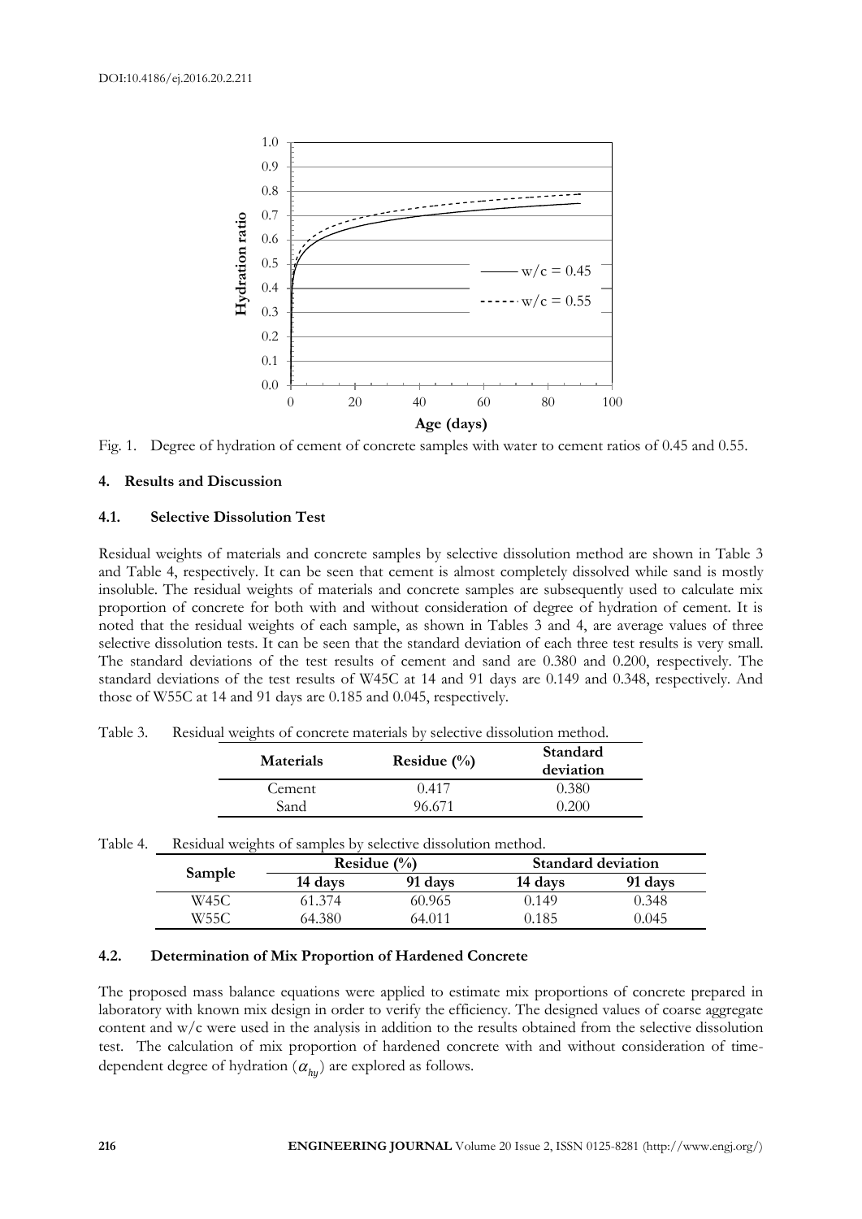Fig. 1. Degree of hydration of cement of concrete samples with water to cement ratios of 0.45 and 0.55.

### 4. Results and Discussion

### 4.1. Selective Dissolution Test

Residual weights of materials and concrete samples by selective dissolution method are shown in Table 3 and Table 4, respectively. It can be seen that cement is almost completely dissolved while sand is mostly insoluble. The residual weights of materials and concrete samples are subsequently used to calculate mix proportion of concrete for both with and without consideration of degree of hydration of cement. It is noted that the residual weights of each sample, as shown in Tables 3 and 4, are average values of three selective dissolution tests. It can be seen that the standard deviation of each three test results is very small. The standard deviations of the test results of cement and sand are 0.380 and 0.200, respectively. The standard deviations of the test results of W45C at 14 and 91 days are 0.149 and 0.348, respectively. And those of W55C at 14 and 91 days are 0.185 and 0.045, respectively.

Table 3. Residual weights of concrete materials by selective dissolution method.

| Materials | Residue (%) | Standard deviation |
|---|---|---|
| Cement | 0.417 | 0.380 |
| Sand | 96.671 | 0.200 |

Table 4. Residual weights of samples by selective dissolution method.

| Sample | Residue (%) | | Standard deviation | |
|---|---|---|---|---|
| | 14 days | 91 days | 14 days | 91 days |
| W45C | 61.374 | 60.965 | 0.149 | 0.348 |
| W55C | 64.380 | 64.011 | 0.185 | 0.045 |

### 4.2. Determination of Mix Proportion of Hardened Concrete

The proposed mass balance equations were applied to estimate mix proportions of concrete prepared in laboratory with known mix design in order to verify the efficiency. The designed values of coarse aggregate content and w/c were used in the analysis in addition to the results obtained from the selective dissolution test. The calculation of mix proportion of hardened concrete with and without consideration of time-dependent degree of hydration ($\alpha_{hy}$) are explored as follows.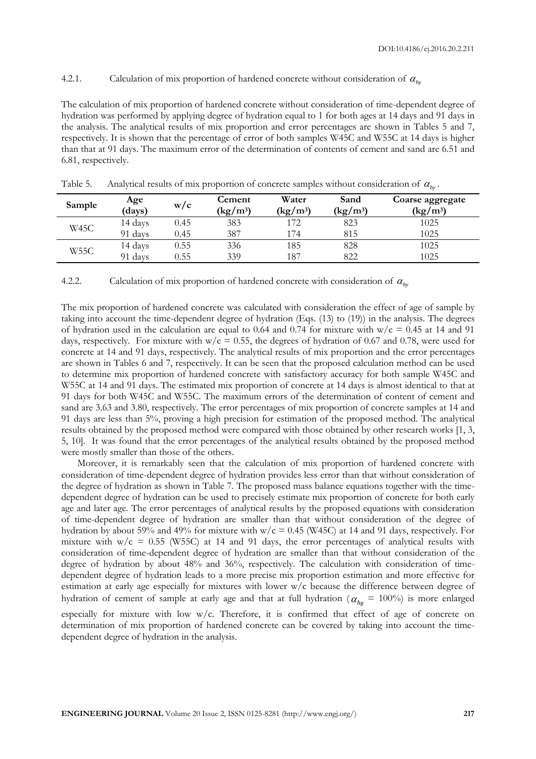#### 4.2.1. Calculation of mix proportion of hardened concrete without consideration of $\alpha_{hy}$

The calculation of mix proportion of hardened concrete without consideration of time-dependent degree of hydration was performed by applying degree of hydration equal to 1 for both ages at 14 days and 91 days in the analysis. The analytical results of mix proportion and error percentages are shown in Tables 5 and 7, respectively. It is shown that the percentage of error of both samples W45C and W55C at 14 days is higher than that at 91 days. The maximum error of the determination of contents of cement and sand are 6.51 and 6.81, respectively.

Table 5. Analytical results of mix proportion of concrete samples without consideration of $\alpha_{hy}$.

| Sample | Age (days) | w/c | Cement (kg/m³) | Water (kg/m³) | Sand (kg/m³) | Coarse aggregate (kg/m³) |
|---|---|---|---|---|---|---|
| W45C | 14 days | 0.45 | 383 | 172 | 823 | 1025 |
| | 91 days | 0.45 | 387 | 174 | 815 | 1025 |
| W55C | 14 days | 0.55 | 336 | 185 | 828 | 1025 |
| | 91 days | 0.55 | 339 | 187 | 822 | 1025 |

#### 4.2.2. Calculation of mix proportion of hardened concrete with consideration of $\alpha_{hy}$

The mix proportion of hardened concrete was calculated with consideration the effect of age of sample by taking into account the time-dependent degree of hydration (Eqs. (13) to (19)) in the analysis. The degrees of hydration used in the calculation are equal to 0.64 and 0.74 for mixture with w/c = 0.45 at 14 and 91 days, respectively. For mixture with w/c = 0.55, the degrees of hydration of 0.67 and 0.78, were used for concrete at 14 and 91 days, respectively. The analytical results of mix proportion and the error percentages are shown in Tables 6 and 7, respectively. It can be seen that the proposed calculation method can be used to determine mix proportion of hardened concrete with satisfactory accuracy for both sample W45C and W55C at 14 and 91 days. The estimated mix proportion of concrete at 14 days is almost identical to that at 91 days for both W45C and W55C. The maximum errors of the determination of content of cement and sand are 3.63 and 3.80, respectively. The error percentages of mix proportion of concrete samples at 14 and 91 days are less than 5%, proving a high precision for estimation of the proposed method. The analytical results obtained by the proposed method were compared with those obtained by other research works [1, 3, 5, 10]. It was found that the error percentages of the analytical results obtained by the proposed method were mostly smaller than those of the others.

Moreover, it is remarkably seen that the calculation of mix proportion of hardened concrete with consideration of time-dependent degree of hydration provides less error than that without consideration of the degree of hydration as shown in Table 7. The proposed mass balance equations together with the time-dependent degree of hydration can be used to precisely estimate mix proportion of concrete for both early age and later age. The error percentages of analytical results by the proposed equations with consideration of time-dependent degree of hydration are smaller than that without consideration of the degree of hydration by about 59% and 49% for mixture with w/c = 0.45 (W45C) at 14 and 91 days, respectively. For mixture with w/c = 0.55 (W55C) at 14 and 91 days, the error percentages of analytical results with consideration of time-dependent degree of hydration are smaller than that without consideration of the degree of hydration by about 48% and 36%, respectively. The calculation with consideration of time-dependent degree of hydration leads to a more precise mix proportion estimation and more effective for estimation at early age especially for mixtures with lower w/c because the difference between degree of hydration of cement of sample at early age and that at full hydration ($\alpha_{hy}$ = 100%) is more enlarged especially for mixture with low w/c. Therefore, it is confirmed that effect of age of concrete on determination of mix proportion of hardened concrete can be covered by taking into account the time-dependent degree of hydration in the analysis.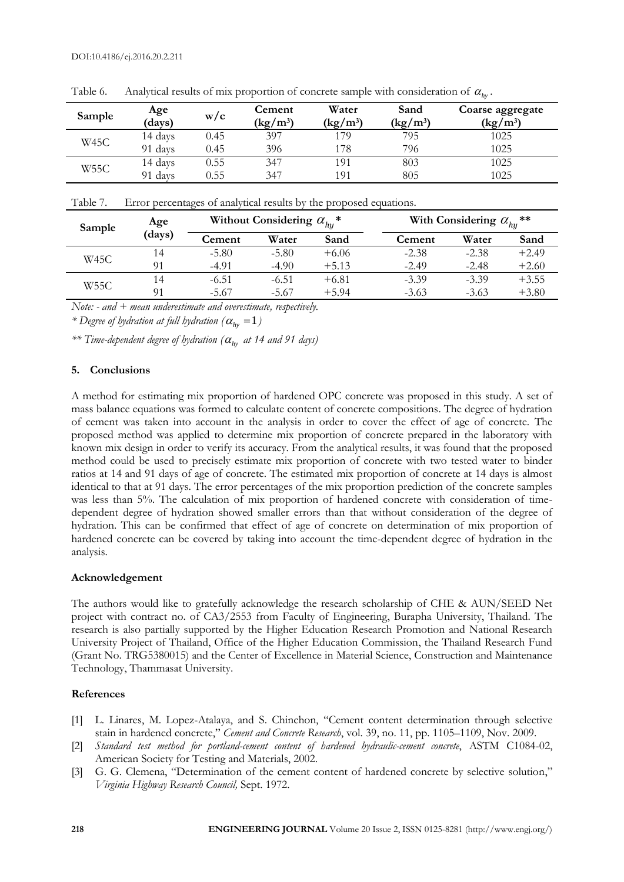Table 6. Analytical results of mix proportion of concrete sample with consideration of $\alpha_{hy}$.

| Sample | Age (days) | w/c | Cement (kg/m³) | Water (kg/m³) | Sand (kg/m³) | Coarse aggregate (kg/m³) |
|---|---|---|---|---|---|---|
| W45C | 14 days | 0.45 | 397 | 179 | 795 | 1025 |
| | 91 days | 0.45 | 396 | 178 | 796 | 1025 |
| W55C | 14 days | 0.55 | 347 | 191 | 803 | 1025 |
| | 91 days | 0.55 | 347 | 191 | 805 | 1025 |

Table 7. Error percentages of analytical results by the proposed equations.

| Sample | Age (days) | Without Considering $\alpha_{hy}$ * | | | With Considering $\alpha_{hy}$ ** | | |
|---|---|---|---|---|---|---|---|
| | | Cement | Water | Sand | Cement | Water | Sand |
| W45C | 14 | -5.80 | -5.80 | +6.06 | -2.38 | -2.38 | +2.49 |
| | 91 | -4.91 | -4.90 | +5.13 | -2.49 | -2.48 | +2.60 |
| W55C | 14 | -6.51 | -6.51 | +6.81 | -3.39 | -3.39 | +3.55 |
| | 91 | -5.67 | -5.67 | +5.94 | -3.63 | -3.63 | +3.80 |

*Note: - and + mean underestimate and overestimate, respectively.*

*\* Degree of hydration at full hydration ($\alpha_{hy} = 1$)*

*\*\* Time-dependent degree of hydration ($\alpha_{hy}$ at 14 and 91 days)*

## 5. Conclusions

A method for estimating mix proportion of hardened OPC concrete was proposed in this study. A set of mass balance equations was formed to calculate content of concrete compositions. The degree of hydration of cement was taken into account in the analysis in order to cover the effect of age of concrete. The proposed method was applied to determine mix proportion of concrete prepared in the laboratory with known mix design in order to verify its accuracy. From the analytical results, it was found that the proposed method could be used to precisely estimate mix proportion of concrete with two tested water to binder ratios at 14 and 91 days of age of concrete. The estimated mix proportion of concrete at 14 days is almost identical to that at 91 days. The error percentages of the mix proportion prediction of the concrete samples was less than 5%. The calculation of mix proportion of hardened concrete with consideration of time-dependent degree of hydration showed smaller errors than that without consideration of the degree of hydration. This can be confirmed that effect of age of concrete on determination of mix proportion of hardened concrete can be covered by taking into account the time-dependent degree of hydration in the analysis.

### Acknowledgement

The authors would like to gratefully acknowledge the research scholarship of CHE & AUN/SEED Net project with contract no. of CA3/2553 from Faculty of Engineering, Burapha University, Thailand. The research is also partially supported by the Higher Education Research Promotion and National Research University Project of Thailand, Office of the Higher Education Commission, the Thailand Research Fund (Grant No. TRG5380015) and the Center of Excellence in Material Science, Construction and Maintenance Technology, Thammasat University.

### References

[1] L. Linares, M. Lopez-Atalaya, and S. Chinchon, "Cement content determination through selective stain in hardened concrete," *Cement and Concrete Research*, vol. 39, no. 11, pp. 1105–1109, Nov. 2009.

[2] *Standard test method for portland-cement content of hardened hydraulic-cement concrete*, ASTM C1084-02, American Society for Testing and Materials, 2002.

[3] G. G. Clemena, "Determination of the cement content of hardened concrete by selective solution," *Virginia Highway Research Council,* Sept. 1972.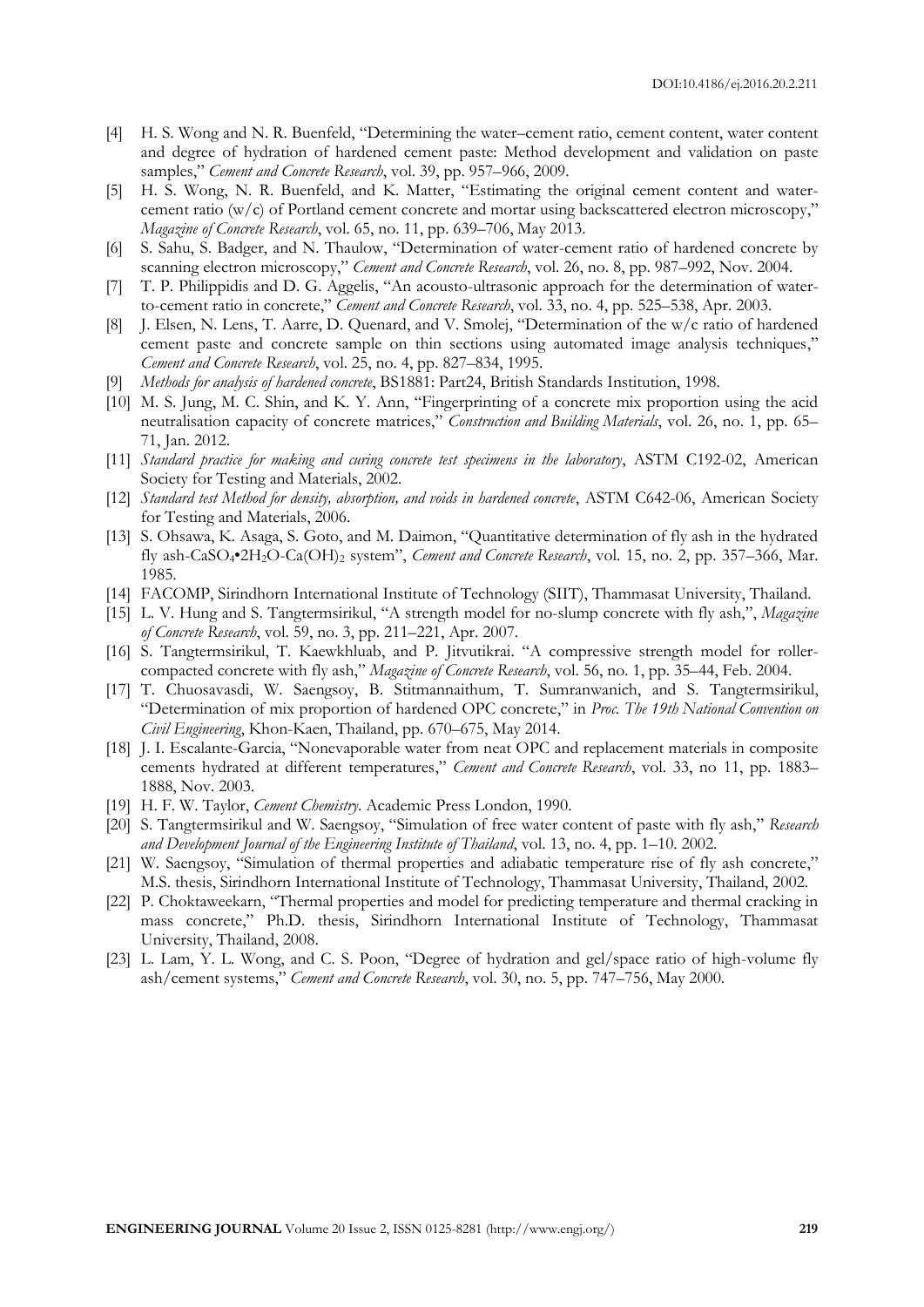[4] H. S. Wong and N. R. Buenfeld, "Determining the water–cement ratio, cement content, water content and degree of hydration of hardened cement paste: Method development and validation on paste samples," *Cement and Concrete Research*, vol. 39, pp. 957–966, 2009.

[5] H. S. Wong, N. R. Buenfeld, and K. Matter, "Estimating the original cement content and water-cement ratio (w/c) of Portland cement concrete and mortar using backscattered electron microscopy," *Magazine of Concrete Research*, vol. 65, no. 11, pp. 639–706, May 2013.

[6] S. Sahu, S. Badger, and N. Thaulow, "Determination of water-cement ratio of hardened concrete by scanning electron microscopy," *Cement and Concrete Research*, vol. 26, no. 8, pp. 987–992, Nov. 2004.

[7] T. P. Philippidis and D. G. Aggelis, "An acousto-ultrasonic approach for the determination of water-to-cement ratio in concrete," *Cement and Concrete Research*, vol. 33, no. 4, pp. 525–538, Apr. 2003.

[8] J. Elsen, N. Lens, T. Aarre, D. Quenard, and V. Smolej, "Determination of the w/c ratio of hardened cement paste and concrete sample on thin sections using automated image analysis techniques," *Cement and Concrete Research*, vol. 25, no. 4, pp. 827–834, 1995.

[9] *Methods for analysis of hardened concrete*, BS1881: Part24, British Standards Institution, 1998.

[10] M. S. Jung, M. C. Shin, and K. Y. Ann, "Fingerprinting of a concrete mix proportion using the acid neutralisation capacity of concrete matrices," *Construction and Building Materials*, vol. 26, no. 1, pp. 65–71, Jan. 2012.

[11] *Standard practice for making and curing concrete test specimens in the laboratory*, ASTM C192-02, American Society for Testing and Materials, 2002.

[12] *Standard test Method for density, absorption, and voids in hardened concrete*, ASTM C642-06, American Society for Testing and Materials, 2006.

[13] S. Ohsawa, K. Asaga, S. Goto, and M. Daimon, "Quantitative determination of fly ash in the hydrated fly ash-$CaSO_4$•$2H_2O$-$Ca(OH)_2$ system", *Cement and Concrete Research*, vol. 15, no. 2, pp. 357–366, Mar. 1985.

[14] FACOMP, Sirindhorn International Institute of Technology (SIIT), Thammasat University, Thailand.

[15] L. V. Hung and S. Tangtermsirikul, "A strength model for no-slump concrete with fly ash,", *Magazine of Concrete Research*, vol. 59, no. 3, pp. 211–221, Apr. 2007.

[16] S. Tangtermsirikul, T. Kaewkhluab, and P. Jitvutikrai. "A compressive strength model for roller-compacted concrete with fly ash," *Magazine of Concrete Research*, vol. 56, no. 1, pp. 35–44, Feb. 2004.

[17] T. Chuosavasdi, W. Saengsoy, B. Stitmannaithum, T. Sumranwanich, and S. Tangtermsirikul, "Determination of mix proportion of hardened OPC concrete," in *Proc. The 19th National Convention on Civil Engineering*, Khon-Kaen, Thailand, pp. 670–675, May 2014.

[18] J. I. Escalante-Garcia, "Nonevaporable water from neat OPC and replacement materials in composite cements hydrated at different temperatures," *Cement and Concrete Research*, vol. 33, no 11, pp. 1883–1888, Nov. 2003.

[19] H. F. W. Taylor, *Cement Chemistry*. Academic Press London, 1990.

[20] S. Tangtermsirikul and W. Saengsoy, "Simulation of free water content of paste with fly ash," *Research and Development Journal of the Engineering Institute of Thailand*, vol. 13, no. 4, pp. 1–10. 2002.

[21] W. Saengsoy, "Simulation of thermal properties and adiabatic temperature rise of fly ash concrete," M.S. thesis, Sirindhorn International Institute of Technology, Thammasat University, Thailand, 2002.

[22] P. Choktaweekarn, "Thermal properties and model for predicting temperature and thermal cracking in mass concrete," Ph.D. thesis, Sirindhorn International Institute of Technology, Thammasat University, Thailand, 2008.

[23] L. Lam, Y. L. Wong, and C. S. Poon, "Degree of hydration and gel/space ratio of high-volume fly ash/cement systems," *Cement and Concrete Research*, vol. 30, no. 5, pp. 747–756, May 2000.